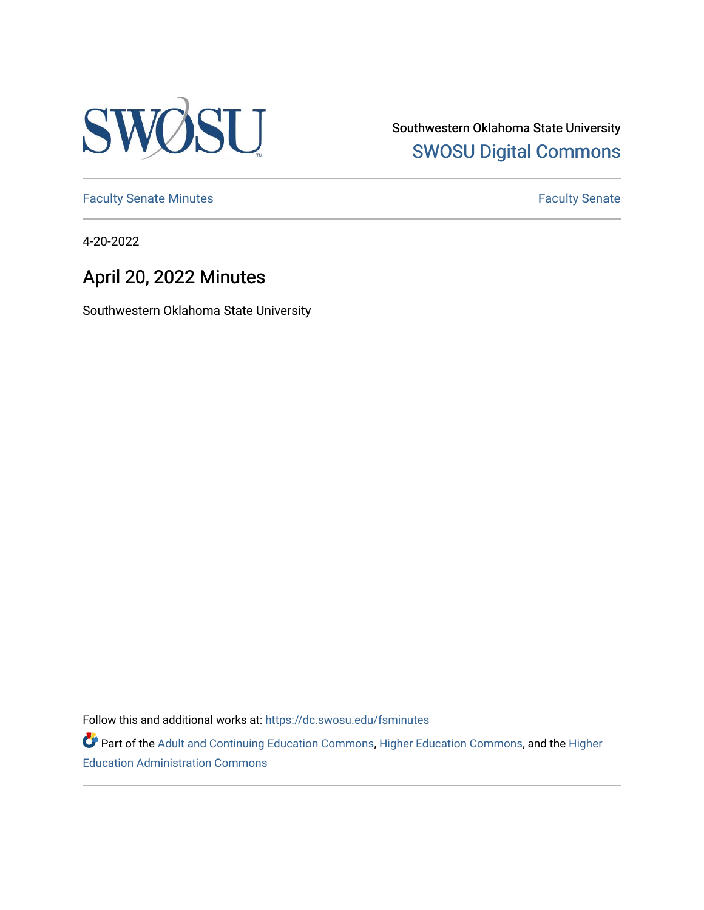Southwestern Oklahoma State University

SWOSU Digital Commons

Faculty Senate Minutes | Faculty Senate

4-20-2022

# April 20, 2022 Minutes

Southwestern Oklahoma State University

Follow this and additional works at: https://dc.swosu.edu/fsminutes

Part of the Adult and Continuing Education Commons, Higher Education Commons, and the Higher Education Administration Commons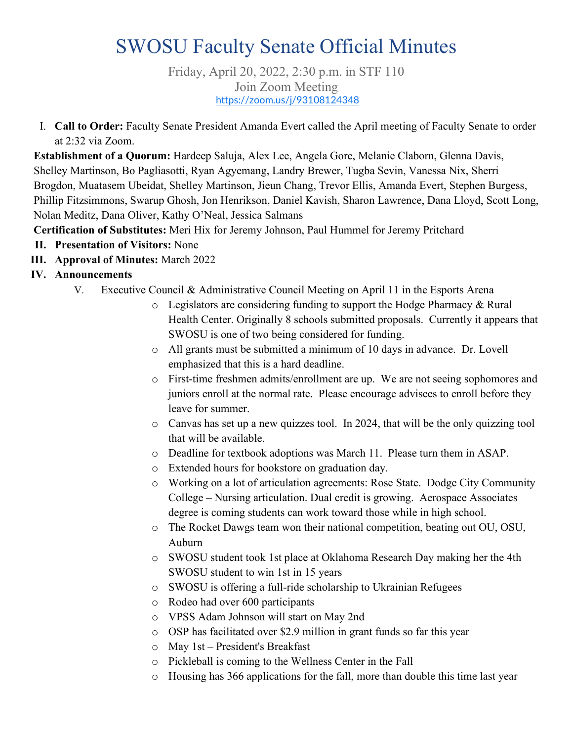# SWOSU Faculty Senate Official Minutes

Friday, April 20, 2022, 2:30 p.m. in STF 110
Join Zoom Meeting
https://zoom.us/j/93108124348

I. **Call to Order:** Faculty Senate President Amanda Evert called the April meeting of Faculty Senate to order at 2:32 via Zoom.

**Establishment of a Quorum:** Hardeep Saluja, Alex Lee, Angela Gore, Melanie Claborn, Glenna Davis, Shelley Martinson, Bo Pagliasotti, Ryan Agyemang, Landry Brewer, Tugba Sevin, Vanessa Nix, Sherri Brogdon, Muatasem Ubeidat, Shelley Martinson, Jieun Chang, Trevor Ellis, Amanda Evert, Stephen Burgess, Phillip Fitzsimmons, Swarup Ghosh, Jon Henrikson, Daniel Kavish, Sharon Lawrence, Dana Lloyd, Scott Long, Nolan Meditz, Dana Oliver, Kathy O'Neal, Jessica Salmans

**Certification of Substitutes:** Meri Hix for Jeremy Johnson, Paul Hummel for Jeremy Pritchard

II. **Presentation of Visitors:** None

III. **Approval of Minutes:** March 2022

IV. **Announcements**

V. Executive Council & Administrative Council Meeting on April 11 in the Esports Arena

- Legislators are considering funding to support the Hodge Pharmacy & Rural Health Center. Originally 8 schools submitted proposals. Currently it appears that SWOSU is one of two being considered for funding.
- All grants must be submitted a minimum of 10 days in advance. Dr. Lovell emphasized that this is a hard deadline.
- First-time freshmen admits/enrollment are up. We are not seeing sophomores and juniors enroll at the normal rate. Please encourage advisees to enroll before they leave for summer.
- Canvas has set up a new quizzes tool. In 2024, that will be the only quizzing tool that will be available.
- Deadline for textbook adoptions was March 11. Please turn them in ASAP.
- Extended hours for bookstore on graduation day.
- Working on a lot of articulation agreements: Rose State. Dodge City Community College – Nursing articulation. Dual credit is growing. Aerospace Associates degree is coming students can work toward those while in high school.
- The Rocket Dawgs team won their national competition, beating out OU, OSU, Auburn
- SWOSU student took 1st place at Oklahoma Research Day making her the 4th SWOSU student to win 1st in 15 years
- SWOSU is offering a full-ride scholarship to Ukrainian Refugees
- Rodeo had over 600 participants
- VPSS Adam Johnson will start on May 2nd
- OSP has facilitated over $2.9 million in grant funds so far this year
- May 1st – President's Breakfast
- Pickleball is coming to the Wellness Center in the Fall
- Housing has 366 applications for the fall, more than double this time last year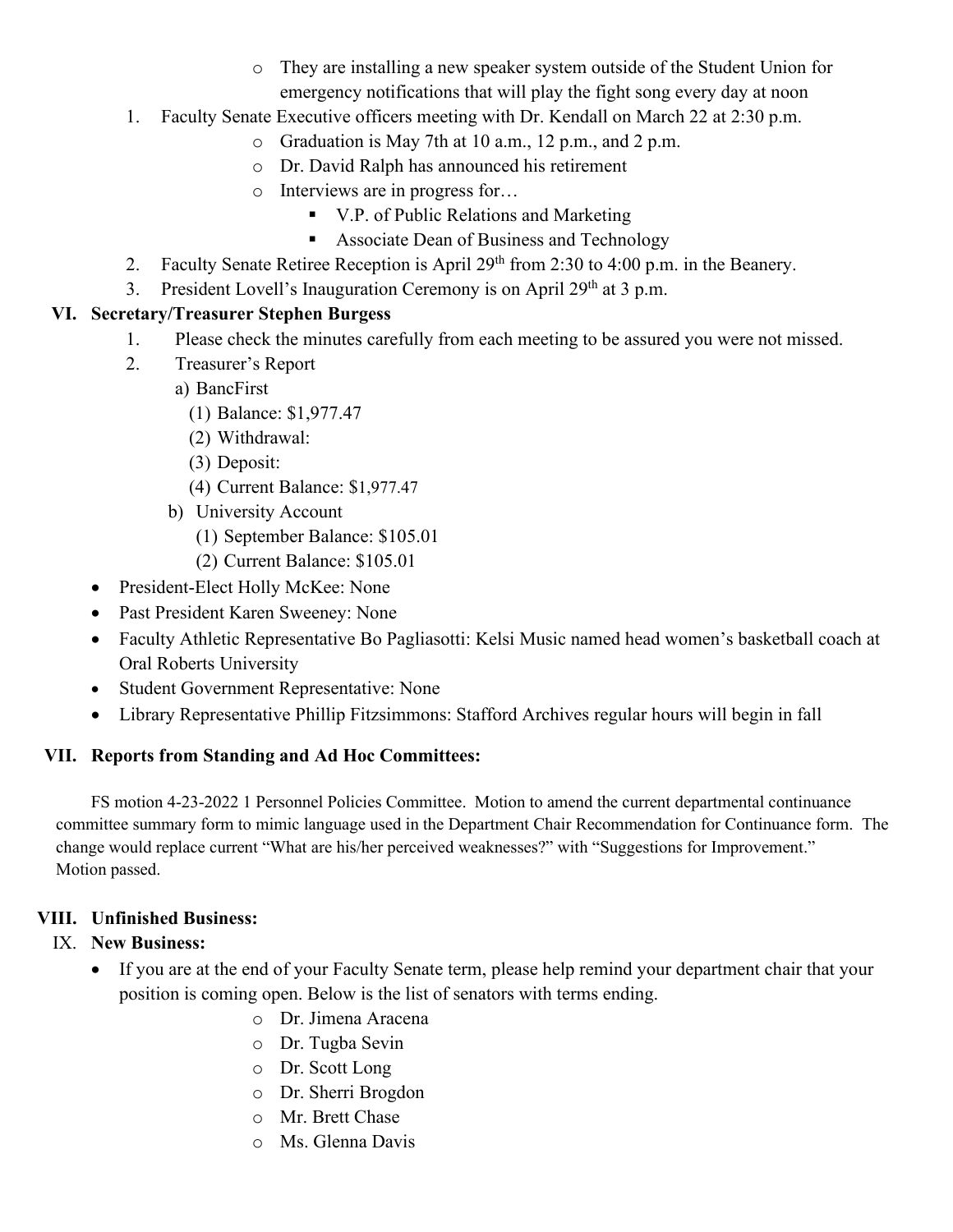- They are installing a new speaker system outside of the Student Union for emergency notifications that will play the fight song every day at noon

1. Faculty Senate Executive officers meeting with Dr. Kendall on March 22 at 2:30 p.m.
   - Graduation is May 7th at 10 a.m., 12 p.m., and 2 p.m.
   - Dr. David Ralph has announced his retirement
   - Interviews are in progress for…
     - V.P. of Public Relations and Marketing
     - Associate Dean of Business and Technology
2. Faculty Senate Retiree Reception is April 29th from 2:30 to 4:00 p.m. in the Beanery.
3. President Lovell's Inauguration Ceremony is on April 29th at 3 p.m.

## VI. Secretary/Treasurer Stephen Burgess

1. Please check the minutes carefully from each meeting to be assured you were not missed.
2. Treasurer's Report

   a) BancFirst

   (1) Balance: $1,977.47

   (2) Withdrawal:

   (3) Deposit:

   (4) Current Balance: $1,977.47

   b) University Account

   (1) September Balance: $105.01

   (2) Current Balance: $105.01

- President-Elect Holly McKee: None
- Past President Karen Sweeney: None
- Faculty Athletic Representative Bo Pagliasotti: Kelsi Music named head women's basketball coach at Oral Roberts University
- Student Government Representative: None
- Library Representative Phillip Fitzsimmons: Stafford Archives regular hours will begin in fall

## VII. Reports from Standing and Ad Hoc Committees:

FS motion 4-23-2022 1 Personnel Policies Committee. Motion to amend the current departmental continuance committee summary form to mimic language used in the Department Chair Recommendation for Continuance form. The change would replace current "What are his/her perceived weaknesses?" with "Suggestions for Improvement." Motion passed.

## VIII. Unfinished Business:

## IX. New Business:

- If you are at the end of your Faculty Senate term, please help remind your department chair that your position is coming open. Below is the list of senators with terms ending.
  - Dr. Jimena Aracena
  - Dr. Tugba Sevin
  - Dr. Scott Long
  - Dr. Sherri Brogdon
  - Mr. Brett Chase
  - Ms. Glenna Davis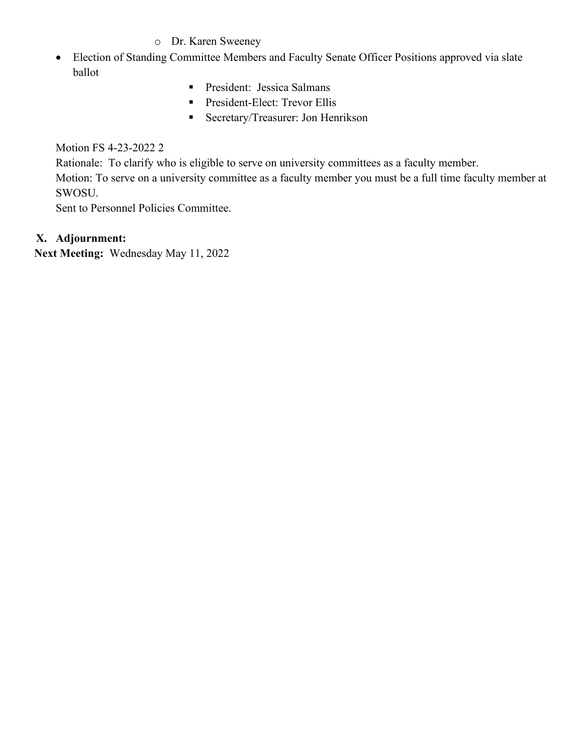- Dr. Karen Sweeney
- Election of Standing Committee Members and Faculty Senate Officer Positions approved via slate ballot
        - President: Jessica Salmans
        - President-Elect: Trevor Ellis
        - Secretary/Treasurer: Jon Henrikson

Motion FS 4-23-2022 2

Rationale: To clarify who is eligible to serve on university committees as a faculty member.

Motion: To serve on a university committee as a faculty member you must be a full time faculty member at SWOSU.

Sent to Personnel Policies Committee.

**X. Adjournment:**

**Next Meeting:** Wednesday May 11, 2022